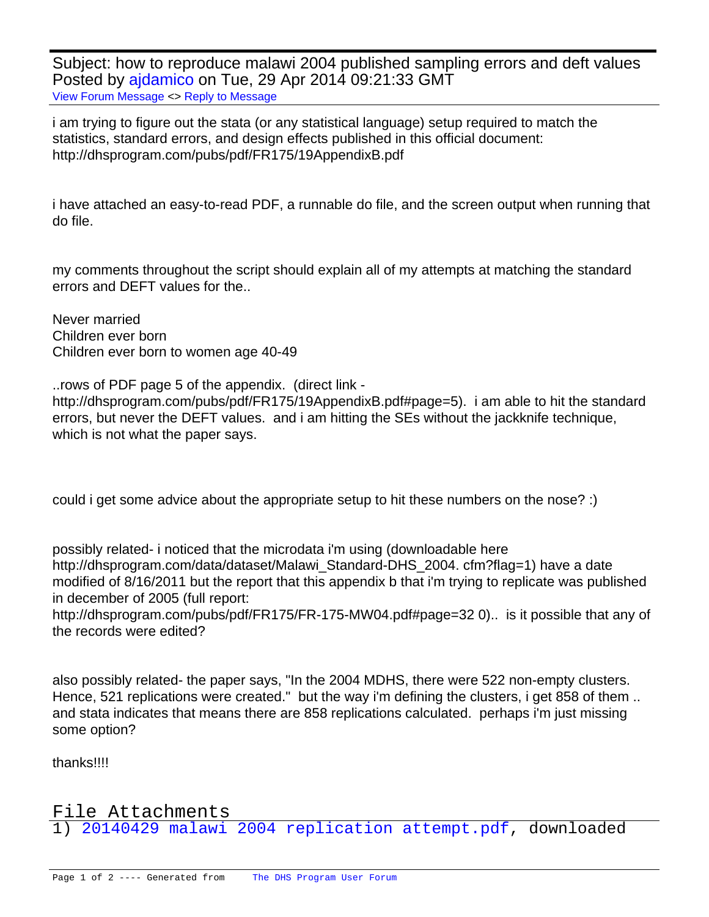Subject: how to reproduce malawi 2004 published sampling errors and deft values
Posted by ajdamico on Tue, 29 Apr 2014 09:21:33 GMT
View Forum Message <> Reply to Message

i am trying to figure out the stata (or any statistical language) setup required to match the statistics, standard errors, and design effects published in this official document: http://dhsprogram.com/pubs/pdf/FR175/19AppendixB.pdf

i have attached an easy-to-read PDF, a runnable do file, and the screen output when running that do file.

my comments throughout the script should explain all of my attempts at matching the standard errors and DEFT values for the..

Never married
Children ever born
Children ever born to women age 40-49

..rows of PDF page 5 of the appendix. (direct link - http://dhsprogram.com/pubs/pdf/FR175/19AppendixB.pdf#page=5). i am able to hit the standard errors, but never the DEFT values. and i am hitting the SEs without the jackknife technique, which is not what the paper says.

could i get some advice about the appropriate setup to hit these numbers on the nose? :)

possibly related- i noticed that the microdata i'm using (downloadable here http://dhsprogram.com/data/dataset/Malawi_Standard-DHS_2004. cfm?flag=1) have a date modified of 8/16/2011 but the report that this appendix b that i'm trying to replicate was published in december of 2005 (full report: http://dhsprogram.com/pubs/pdf/FR175/FR-175-MW04.pdf#page=32 0).. is it possible that any of the records were edited?

also possibly related- the paper says, "In the 2004 MDHS, there were 522 non-empty clusters. Hence, 521 replications were created." but the way i'm defining the clusters, i get 858 of them .. and stata indicates that means there are 858 replications calculated. perhaps i'm just missing some option?

thanks!!!!

## File Attachments

1) 20140429 malawi 2004 replication attempt.pdf, downloaded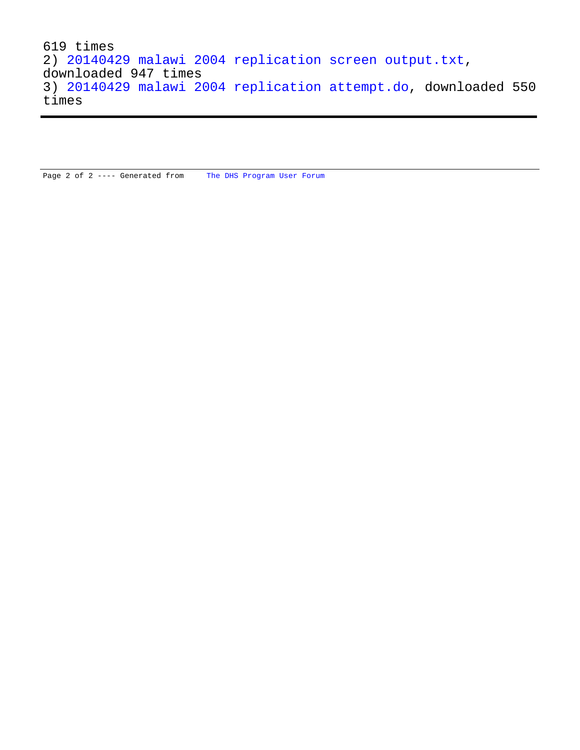619 times
2) 20140429 malawi 2004 replication screen output.txt, downloaded 947 times
3) 20140429 malawi 2004 replication attempt.do, downloaded 550 times

---